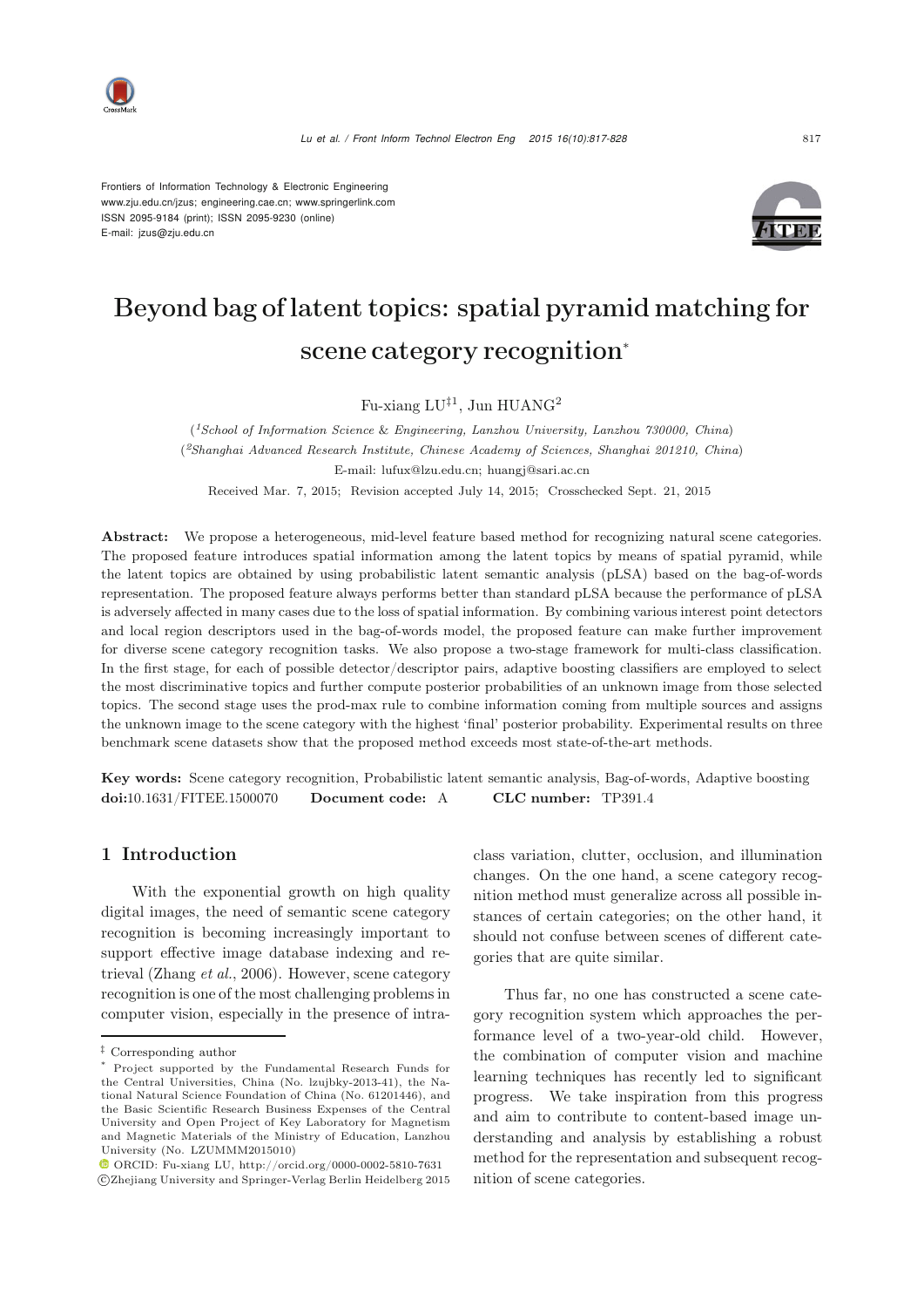Frontiers of Information Technology & Electronic Engineering
www.zju.edu.cn/jzus; engineering.cae.cn; www.springerlink.com
ISSN 2095-9184 (print); ISSN 2095-9230 (online)
E-mail: jzus@zju.edu.cn

# Beyond bag of latent topics: spatial pyramid matching for scene category recognition*

Fu-xiang LU‡1, Jun HUANG2

(1School of Information Science & Engineering, Lanzhou University, Lanzhou 730000, China)
(2Shanghai Advanced Research Institute, Chinese Academy of Sciences, Shanghai 201210, China)
E-mail: lufux@lzu.edu.cn; huangj@sari.ac.cn

Received Mar. 7, 2015; Revision accepted July 14, 2015; Crosschecked Sept. 21, 2015

**Abstract:** We propose a heterogeneous, mid-level feature based method for recognizing natural scene categories. The proposed feature introduces spatial information among the latent topics by means of spatial pyramid, while the latent topics are obtained by using probabilistic latent semantic analysis (pLSA) based on the bag-of-words representation. The proposed feature always performs better than standard pLSA because the performance of pLSA is adversely affected in many cases due to the loss of spatial information. By combining various interest point detectors and local region descriptors used in the bag-of-words model, the proposed feature can make further improvement for diverse scene category recognition tasks. We also propose a two-stage framework for multi-class classification. In the first stage, for each of possible detector/descriptor pairs, adaptive boosting classifiers are employed to select the most discriminative topics and further compute posterior probabilities of an unknown image from those selected topics. The second stage uses the prod-max rule to combine information coming from multiple sources and assigns the unknown image to the scene category with the highest 'final' posterior probability. Experimental results on three benchmark scene datasets show that the proposed method exceeds most state-of-the-art methods.

**Key words:** Scene category recognition, Probabilistic latent semantic analysis, Bag-of-words, Adaptive boosting
**doi:**10.1631/FITEE.1500070 **Document code:** A **CLC number:** TP391.4

## 1 Introduction

With the exponential growth on high quality digital images, the need of semantic scene category recognition is becoming increasingly important to support effective image database indexing and retrieval (Zhang *et al.*, 2006). However, scene category recognition is one of the most challenging problems in computer vision, especially in the presence of intra-class variation, clutter, occlusion, and illumination changes. On the one hand, a scene category recognition method must generalize across all possible instances of certain categories; on the other hand, it should not confuse between scenes of different categories that are quite similar.

Thus far, no one has constructed a scene category recognition system which approaches the performance level of a two-year-old child. However, the combination of computer vision and machine learning techniques has recently led to significant progress. We take inspiration from this progress and aim to contribute to content-based image understanding and analysis by establishing a robust method for the representation and subsequent recognition of scene categories.

‡ Corresponding author
* Project supported by the Fundamental Research Funds for the Central Universities, China (No. lzujbky-2013-41), the National Natural Science Foundation of China (No. 61201446), and the Basic Scientific Research Business Expenses of the Central University and Open Project of Key Laboratory for Magnetism and Magnetic Materials of the Ministry of Education, Lanzhou University (No. LZUMMM2015010)
ORCID: Fu-xiang LU, http://orcid.org/0000-0002-5810-7631
©Zhejiang University and Springer-Verlag Berlin Heidelberg 2015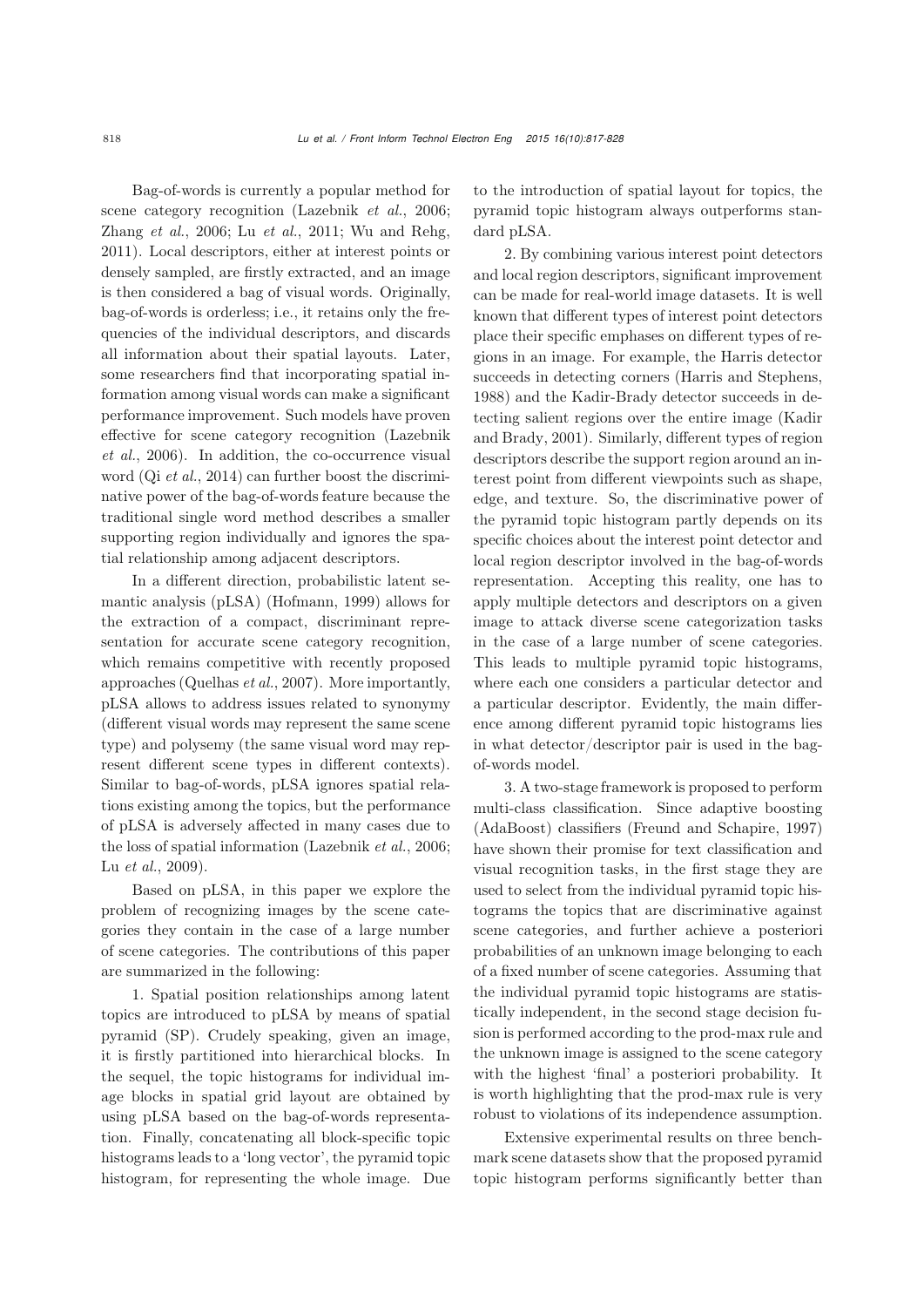Bag-of-words is currently a popular method for scene category recognition (Lazebnik *et al.*, 2006; Zhang *et al.*, 2006; Lu *et al.*, 2011; Wu and Rehg, 2011). Local descriptors, either at interest points or densely sampled, are firstly extracted, and an image is then considered a bag of visual words. Originally, bag-of-words is orderless; i.e., it retains only the frequencies of the individual descriptors, and discards all information about their spatial layouts. Later, some researchers find that incorporating spatial information among visual words can make a significant performance improvement. Such models have proven effective for scene category recognition (Lazebnik *et al.*, 2006). In addition, the co-occurrence visual word (Qi *et al.*, 2014) can further boost the discriminative power of the bag-of-words feature because the traditional single word method describes a smaller supporting region individually and ignores the spatial relationship among adjacent descriptors.

In a different direction, probabilistic latent semantic analysis (pLSA) (Hofmann, 1999) allows for the extraction of a compact, discriminant representation for accurate scene category recognition, which remains competitive with recently proposed approaches (Quelhas *et al.*, 2007). More importantly, pLSA allows to address issues related to synonymy (different visual words may represent the same scene type) and polysemy (the same visual word may represent different scene types in different contexts). Similar to bag-of-words, pLSA ignores spatial relations existing among the topics, but the performance of pLSA is adversely affected in many cases due to the loss of spatial information (Lazebnik *et al.*, 2006; Lu *et al.*, 2009).

Based on pLSA, in this paper we explore the problem of recognizing images by the scene categories they contain in the case of a large number of scene categories. The contributions of this paper are summarized in the following:

1. Spatial position relationships among latent topics are introduced to pLSA by means of spatial pyramid (SP). Crudely speaking, given an image, it is firstly partitioned into hierarchical blocks. In the sequel, the topic histograms for individual image blocks in spatial grid layout are obtained by using pLSA based on the bag-of-words representation. Finally, concatenating all block-specific topic histograms leads to a 'long vector', the pyramid topic histogram, for representing the whole image. Due to the introduction of spatial layout for topics, the pyramid topic histogram always outperforms standard pLSA.

2. By combining various interest point detectors and local region descriptors, significant improvement can be made for real-world image datasets. It is well known that different types of interest point detectors place their specific emphases on different types of regions in an image. For example, the Harris detector succeeds in detecting corners (Harris and Stephens, 1988) and the Kadir-Brady detector succeeds in detecting salient regions over the entire image (Kadir and Brady, 2001). Similarly, different types of region descriptors describe the support region around an interest point from different viewpoints such as shape, edge, and texture. So, the discriminative power of the pyramid topic histogram partly depends on its specific choices about the interest point detector and local region descriptor involved in the bag-of-words representation. Accepting this reality, one has to apply multiple detectors and descriptors on a given image to attack diverse scene categorization tasks in the case of a large number of scene categories. This leads to multiple pyramid topic histograms, where each one considers a particular detector and a particular descriptor. Evidently, the main difference among different pyramid topic histograms lies in what detector/descriptor pair is used in the bag-of-words model.

3. A two-stage framework is proposed to perform multi-class classification. Since adaptive boosting (AdaBoost) classifiers (Freund and Schapire, 1997) have shown their promise for text classification and visual recognition tasks, in the first stage they are used to select from the individual pyramid topic histograms the topics that are discriminative against scene categories, and further achieve a posteriori probabilities of an unknown image belonging to each of a fixed number of scene categories. Assuming that the individual pyramid topic histograms are statistically independent, in the second stage decision fusion is performed according to the prod-max rule and the unknown image is assigned to the scene category with the highest 'final' a posteriori probability. It is worth highlighting that the prod-max rule is very robust to violations of its independence assumption.

Extensive experimental results on three benchmark scene datasets show that the proposed pyramid topic histogram performs significantly better than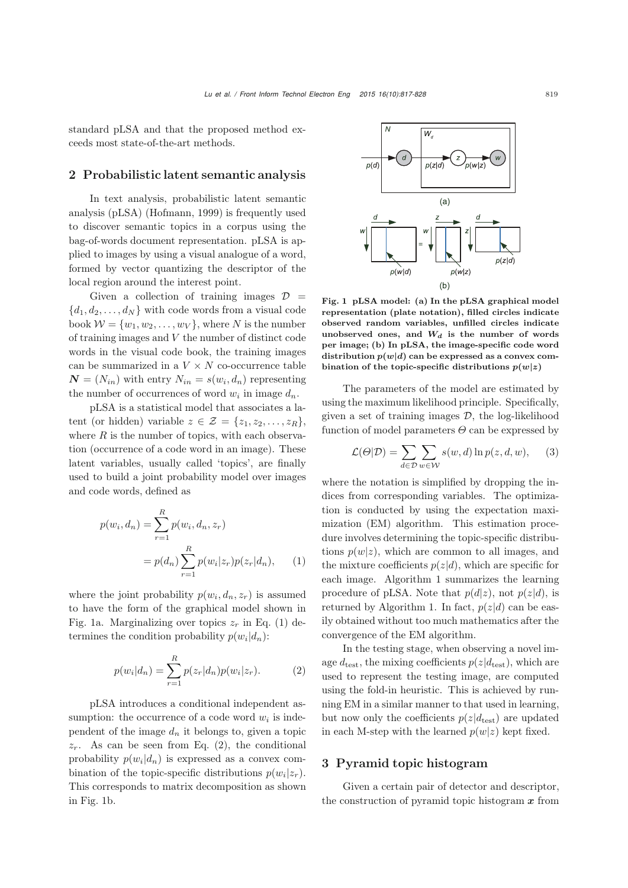standard pLSA and that the proposed method exceeds most state-of-the-art methods.

## 2 Probabilistic latent semantic analysis

In text analysis, probabilistic latent semantic analysis (pLSA) (Hofmann, 1999) is frequently used to discover semantic topics in a corpus using the bag-of-words document representation. pLSA is applied to images by using a visual analogue of a word, formed by vector quantizing the descriptor of the local region around the interest point.

Given a collection of training images $\mathcal{D} = \{d_1, d_2, \ldots, d_N\}$ with code words from a visual code book $\mathcal{W} = \{w_1, w_2, \ldots, w_V\}$, where $N$ is the number of training images and $V$ the number of distinct code words in the visual code book, the training images can be summarized in a $V \times N$ co-occurrence table $\boldsymbol{N} = (N_{in})$ with entry $N_{in} = s(w_i, d_n)$ representing the number of occurrences of word $w_i$ in image $d_n$.

pLSA is a statistical model that associates a latent (or hidden) variable $z \in \mathcal{Z} = \{z_1, z_2, \ldots, z_R\}$, where $R$ is the number of topics, with each observation (occurrence of a code word in an image). These latent variables, usually called 'topics', are finally used to build a joint probability model over images and code words, defined as

$$p(w_i, d_n) = \sum_{r=1}^{R} p(w_i, d_n, z_r) = p(d_n) \sum_{r=1}^{R} p(w_i|z_r) p(z_r|d_n), \quad (1)$$

where the joint probability $p(w_i, d_n, z_r)$ is assumed to have the form of the graphical model shown in Fig. 1a. Marginalizing over topics $z_r$ in Eq. (1) determines the condition probability $p(w_i|d_n)$:

$$p(w_i|d_n) = \sum_{r=1}^{R} p(z_r|d_n) p(w_i|z_r). \quad (2)$$

pLSA introduces a conditional independent assumption: the occurrence of a code word $w_i$ is independent of the image $d_n$ it belongs to, given a topic $z_r$. As can be seen from Eq. (2), the conditional probability $p(w_i|d_n)$ is expressed as a convex combination of the topic-specific distributions $p(w_i|z_r)$. This corresponds to matrix decomposition as shown in Fig. 1b.

**Fig. 1 pLSA model: (a) In the pLSA graphical model representation (plate notation), filled circles indicate observed random variables, unfilled circles indicate unobserved ones, and $W_d$ is the number of words per image; (b) In pLSA, the image-specific code word distribution $p(w|d)$ can be expressed as a convex combination of the topic-specific distributions $p(w|z)$**

The parameters of the model are estimated by using the maximum likelihood principle. Specifically, given a set of training images $\mathcal{D}$, the log-likelihood function of model parameters $\Theta$ can be expressed by

$$\mathcal{L}(\Theta|\mathcal{D}) = \sum_{d \in \mathcal{D}} \sum_{w \in \mathcal{W}} s(w, d) \ln p(z, d, w), \quad (3)$$

where the notation is simplified by dropping the indices from corresponding variables. The optimization is conducted by using the expectation maximization (EM) algorithm. This estimation procedure involves determining the topic-specific distributions $p(w|z)$, which are common to all images, and the mixture coefficients $p(z|d)$, which are specific for each image. Algorithm 1 summarizes the learning procedure of pLSA. Note that $p(d|z)$, not $p(z|d)$, is returned by Algorithm 1. In fact, $p(z|d)$ can be easily obtained without too much mathematics after the convergence of the EM algorithm.

In the testing stage, when observing a novel image $d_{\text{test}}$, the mixing coefficients $p(z|d_{\text{test}})$, which are used to represent the testing image, are computed using the fold-in heuristic. This is achieved by running EM in a similar manner to that used in learning, but now only the coefficients $p(z|d_{\text{test}})$ are updated in each M-step with the learned $p(w|z)$ kept fixed.

## 3 Pyramid topic histogram

Given a certain pair of detector and descriptor, the construction of pyramid topic histogram $\boldsymbol{x}$ from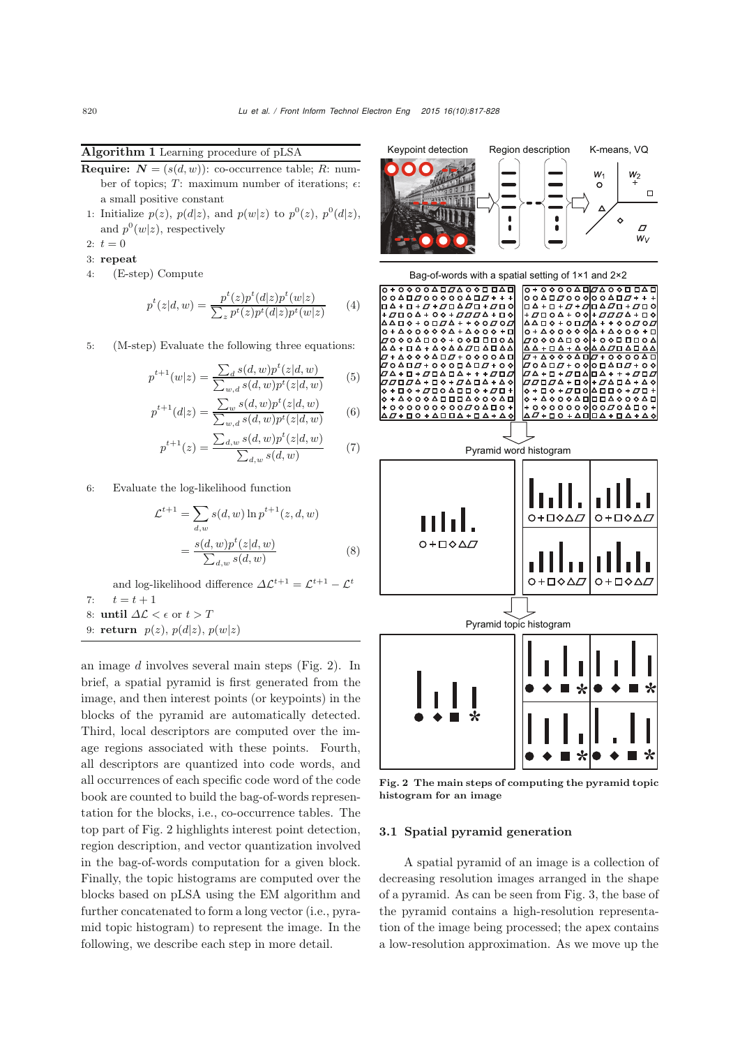**Algorithm 1** Learning procedure of pLSA

**Require:** $\boldsymbol{N} = (s(d, w))$: co-occurrence table; $R$: number of topics; $T$: maximum number of iterations; $\epsilon$: a small positive constant

1: Initialize $p(z)$, $p(d|z)$, and $p(w|z)$ to $p^0(z)$, $p^0(d|z)$, and $p^0(w|z)$, respectively

2: $t = 0$

3: **repeat**

4: (E-step) Compute

$$p^t(z|d,w) = \frac{p^t(z)p^t(d|z)p^t(w|z)}{\sum_z p^t(z)p^t(d|z)p^t(w|z)} \quad (4)$$

5: (M-step) Evaluate the following three equations:

$$p^{t+1}(w|z) = \frac{\sum_d s(d,w)p^t(z|d,w)}{\sum_{w,d} s(d,w)p^t(z|d,w)} \quad (5)$$

$$p^{t+1}(d|z) = \frac{\sum_w s(d,w)p^t(z|d,w)}{\sum_{w,d} s(d,w)p^t(z|d,w)} \quad (6)$$

$$p^{t+1}(z) = \frac{\sum_{d,w} s(d,w)p^t(z|d,w)}{\sum_{d,w} s(d,w)} \quad (7)$$

6: Evaluate the log-likelihood function

$$\mathcal{L}^{t+1} = \sum_{d,w} s(d,w) \ln p^{t+1}(z,d,w) = \frac{s(d,w)p^t(z|d,w)}{\sum_{d,w} s(d,w)} \quad (8)$$

and log-likelihood difference $\Delta\mathcal{L}^{t+1} = \mathcal{L}^{t+1} - \mathcal{L}^t$

7: $t = t + 1$

8: **until** $\Delta\mathcal{L} < \epsilon$ or $t > T$

9: **return** $p(z)$, $p(d|z)$, $p(w|z)$

an image $d$ involves several main steps (Fig. 2). In brief, a spatial pyramid is first generated from the image, and then interest points (or keypoints) in the blocks of the pyramid are automatically detected. Third, local descriptors are computed over the image regions associated with these points. Fourth, all descriptors are quantized into code words, and all occurrences of each specific code word of the code book are counted to build the bag-of-words representation for the blocks, i.e., co-occurrence tables. The top part of Fig. 2 highlights interest point detection, region description, and vector quantization involved in the bag-of-words computation for a given block. Finally, the topic histograms are computed over the blocks based on pLSA using the EM algorithm and further concatenated to form a long vector (i.e., pyramid topic histogram) to represent the image. In the following, we describe each step in more detail.

**Fig. 2 The main steps of computing the pyramid topic histogram for an image**

### 3.1 Spatial pyramid generation

A spatial pyramid of an image is a collection of decreasing resolution images arranged in the shape of a pyramid. As can be seen from Fig. 3, the base of the pyramid contains a high-resolution representation of the image being processed; the apex contains a low-resolution approximation. As we move up the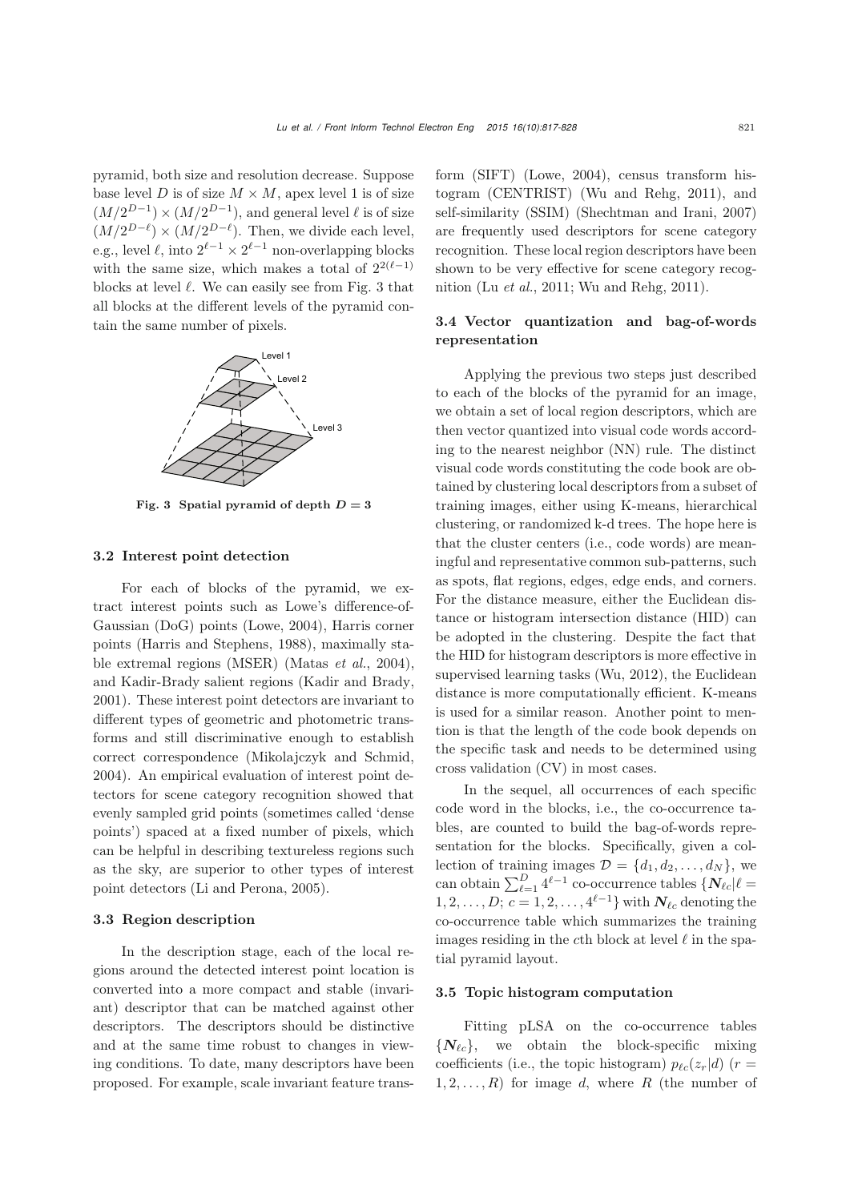pyramid, both size and resolution decrease. Suppose base level $D$ is of size $M \times M$, apex level 1 is of size $(M/2^{D-1}) \times (M/2^{D-1})$, and general level $\ell$ is of size $(M/2^{D-\ell}) \times (M/2^{D-\ell})$. Then, we divide each level, e.g., level $\ell$, into $2^{\ell-1} \times 2^{\ell-1}$ non-overlapping blocks with the same size, which makes a total of $2^{2(\ell-1)}$ blocks at level $\ell$. We can easily see from Fig. 3 that all blocks at the different levels of the pyramid contain the same number of pixels.

**Fig. 3 Spatial pyramid of depth $D = 3$**

### 3.2 Interest point detection

For each of blocks of the pyramid, we extract interest points such as Lowe's difference-of-Gaussian (DoG) points (Lowe, 2004), Harris corner points (Harris and Stephens, 1988), maximally stable extremal regions (MSER) (Matas *et al.*, 2004), and Kadir-Brady salient regions (Kadir and Brady, 2001). These interest point detectors are invariant to different types of geometric and photometric transforms and still discriminative enough to establish correct correspondence (Mikolajczyk and Schmid, 2004). An empirical evaluation of interest point detectors for scene category recognition showed that evenly sampled grid points (sometimes called 'dense points') spaced at a fixed number of pixels, which can be helpful in describing textureless regions such as the sky, are superior to other types of interest point detectors (Li and Perona, 2005).

### 3.3 Region description

In the description stage, each of the local regions around the detected interest point location is converted into a more compact and stable (invariant) descriptor that can be matched against other descriptors. The descriptors should be distinctive and at the same time robust to changes in viewing conditions. To date, many descriptors have been proposed. For example, scale invariant feature transform (SIFT) (Lowe, 2004), census transform histogram (CENTRIST) (Wu and Rehg, 2011), and self-similarity (SSIM) (Shechtman and Irani, 2007) are frequently used descriptors for scene category recognition. These local region descriptors have been shown to be very effective for scene category recognition (Lu *et al.*, 2011; Wu and Rehg, 2011).

### 3.4 Vector quantization and bag-of-words representation

Applying the previous two steps just described to each of the blocks of the pyramid for an image, we obtain a set of local region descriptors, which are then vector quantized into visual code words according to the nearest neighbor (NN) rule. The distinct visual code words constituting the code book are obtained by clustering local descriptors from a subset of training images, either using K-means, hierarchical clustering, or randomized k-d trees. The hope here is that the cluster centers (i.e., code words) are meaningful and representative common sub-patterns, such as spots, flat regions, edges, edge ends, and corners. For the distance measure, either the Euclidean distance or histogram intersection distance (HID) can be adopted in the clustering. Despite the fact that the HID for histogram descriptors is more effective in supervised learning tasks (Wu, 2012), the Euclidean distance is more computationally efficient. K-means is used for a similar reason. Another point to mention is that the length of the code book depends on the specific task and needs to be determined using cross validation (CV) in most cases.

In the sequel, all occurrences of each specific code word in the blocks, i.e., the co-occurrence tables, are counted to build the bag-of-words representation for the blocks. Specifically, given a collection of training images $\mathcal{D} = \{d_1, d_2, \ldots, d_N\}$, we can obtain $\sum_{\ell=1}^{D} 4^{\ell-1}$ co-occurrence tables $\{\boldsymbol{N}_{\ell c} | \ell = 1, 2, \ldots, D;\ c = 1, 2, \ldots, 4^{\ell-1}\}$ with $\boldsymbol{N}_{\ell c}$ denoting the co-occurrence table which summarizes the training images residing in the $c$th block at level $\ell$ in the spatial pyramid layout.

### 3.5 Topic histogram computation

Fitting pLSA on the co-occurrence tables $\{\boldsymbol{N}_{\ell c}\}$, we obtain the block-specific mixing coefficients (i.e., the topic histogram) $p_{\ell c}(z_r|d)$ ($r = 1, 2, \ldots, R$) for image $d$, where $R$ (the number of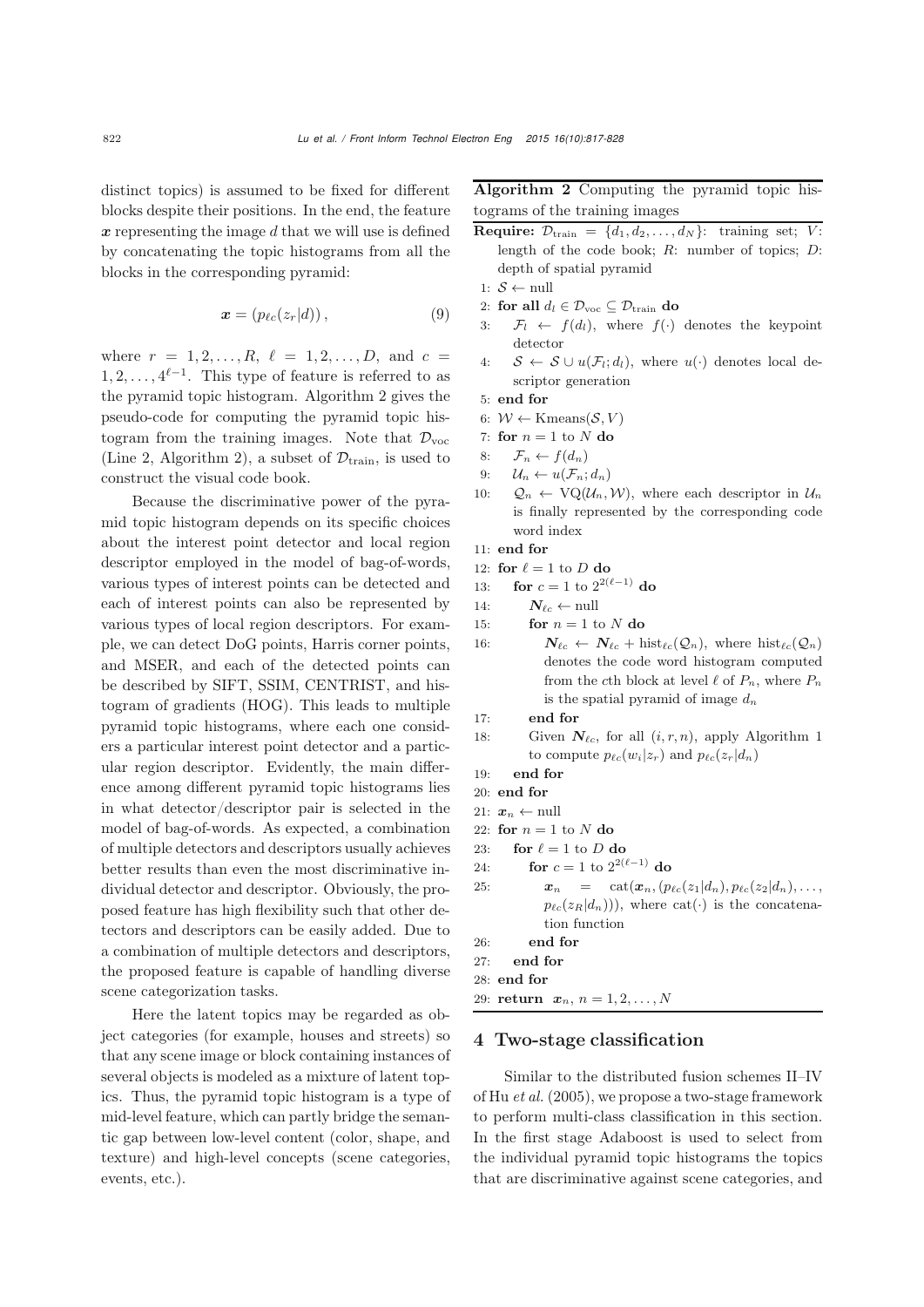distinct topics) is assumed to be fixed for different blocks despite their positions. In the end, the feature $\boldsymbol{x}$ representing the image $d$ that we will use is defined by concatenating the topic histograms from all the blocks in the corresponding pyramid:

$$\boldsymbol{x} = \left(p_{\ell c}(z_r|d)\right), \tag{9}$$

where $r = 1, 2, \ldots, R$, $\ell = 1, 2, \ldots, D$, and $c = 1, 2, \ldots, 4^{\ell-1}$. This type of feature is referred to as the pyramid topic histogram. Algorithm 2 gives the pseudo-code for computing the pyramid topic histogram from the training images. Note that $\mathcal{D}_{\text{voc}}$ (Line 2, Algorithm 2), a subset of $\mathcal{D}_{\text{train}}$, is used to construct the visual code book.

Because the discriminative power of the pyramid topic histogram depends on its specific choices about the interest point detector and local region descriptor employed in the model of bag-of-words, various types of interest points can be detected and each of interest points can also be represented by various types of local region descriptors. For example, we can detect DoG points, Harris corner points, and MSER, and each of the detected points can be described by SIFT, SSIM, CENTRIST, and histogram of gradients (HOG). This leads to multiple pyramid topic histograms, where each one considers a particular interest point detector and a particular region descriptor. Evidently, the main difference among different pyramid topic histograms lies in what detector/descriptor pair is selected in the model of bag-of-words. As expected, a combination of multiple detectors and descriptors usually achieves better results than even the most discriminative individual detector and descriptor. Obviously, the proposed feature has high flexibility such that other detectors and descriptors can be easily added. Due to a combination of multiple detectors and descriptors, the proposed feature is capable of handling diverse scene categorization tasks.

Here the latent topics may be regarded as object categories (for example, houses and streets) so that any scene image or block containing instances of several objects is modeled as a mixture of latent topics. Thus, the pyramid topic histogram is a type of mid-level feature, which can partly bridge the semantic gap between low-level content (color, shape, and texture) and high-level concepts (scene categories, events, etc.).

**Algorithm 2** Computing the pyramid topic histograms of the training images

```
Require: D_train = {d_1, d_2, ..., d_N}: training set; V: length of the code book; R: number of topics; D: depth of spatial pyramid
1: S ← null
2: for all d_l ∈ D_voc ⊆ D_train do
3:    F_l ← f(d_l), where f(·) denotes the keypoint detector
4:    S ← S ∪ u(F_l; d_l), where u(·) denotes local descriptor generation
5: end for
6: W ← Kmeans(S, V)
7: for n = 1 to N do
8:    F_n ← f(d_n)
9:    U_n ← u(F_n; d_n)
10:   Q_n ← VQ(U_n, W), where each descriptor in U_n is finally represented by the corresponding code word index
11: end for
12: for ℓ = 1 to D do
13:    for c = 1 to 2^{2(ℓ−1)} do
14:       N_ℓc ← null
15:       for n = 1 to N do
16:          N_ℓc ← N_ℓc + hist_ℓc(Q_n), where hist_ℓc(Q_n) denotes the code word histogram computed from the cth block at level ℓ of P_n, where P_n is the spatial pyramid of image d_n
17:       end for
18:       Given N_ℓc, for all (i, r, n), apply Algorithm 1 to compute p_ℓc(w_i|z_r) and p_ℓc(z_r|d_n)
19:    end for
20: end for
21: x_n ← null
22: for n = 1 to N do
23:    for ℓ = 1 to D do
24:       for c = 1 to 2^{2(ℓ−1)} do
25:          x_n = cat(x_n, (p_ℓc(z_1|d_n), p_ℓc(z_2|d_n), ..., p_ℓc(z_R|d_n))), where cat(·) is the concatenation function
26:       end for
27:    end for
28: end for
29: return x_n, n = 1, 2, ..., N
```

## 4 Two-stage classification

Similar to the distributed fusion schemes II–IV of Hu *et al.* (2005), we propose a two-stage framework to perform multi-class classification in this section. In the first stage Adaboost is used to select from the individual pyramid topic histograms the topics that are discriminative against scene categories, and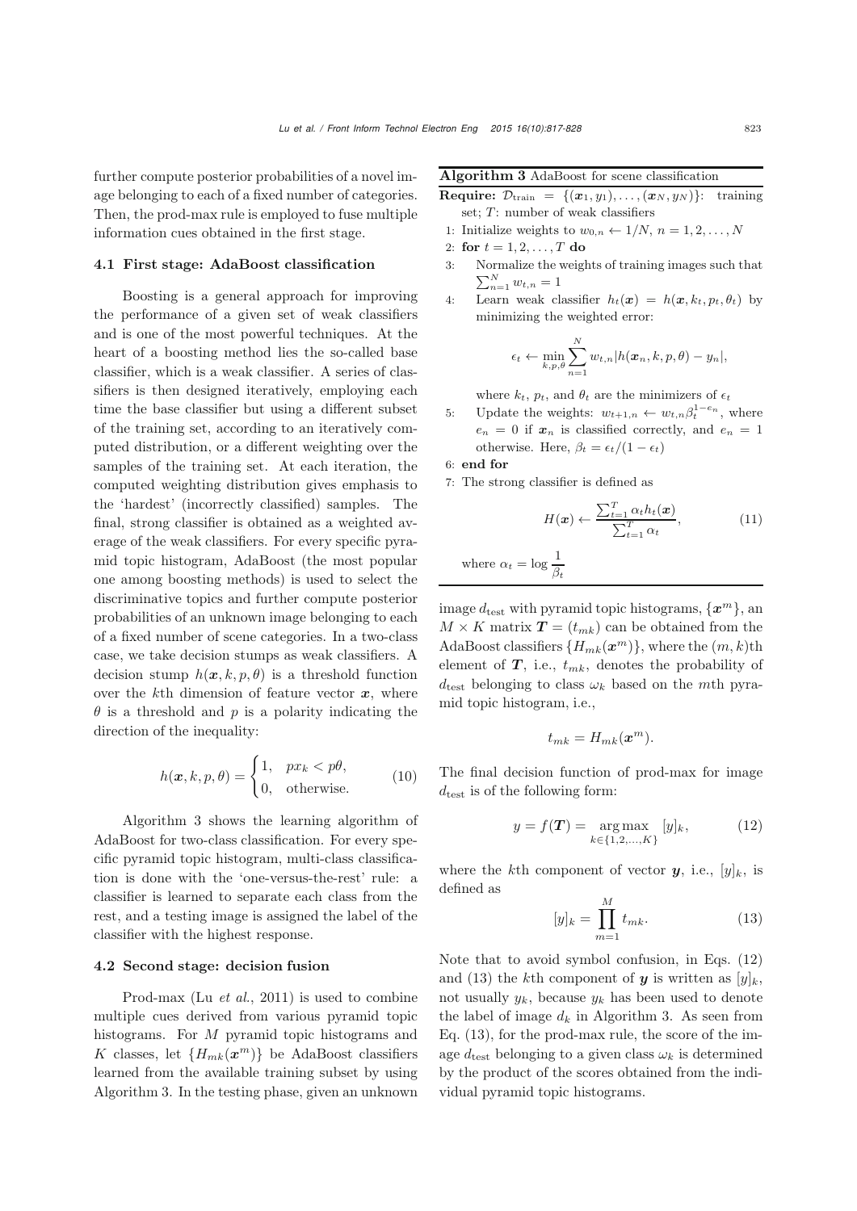further compute posterior probabilities of a novel image belonging to each of a fixed number of categories. Then, the prod-max rule is employed to fuse multiple information cues obtained in the first stage.

### 4.1 First stage: AdaBoost classification

Boosting is a general approach for improving the performance of a given set of weak classifiers and is one of the most powerful techniques. At the heart of a boosting method lies the so-called base classifier, which is a weak classifier. A series of classifiers is then designed iteratively, employing each time the base classifier but using a different subset of the training set, according to an iteratively computed distribution, or a different weighting over the samples of the training set. At each iteration, the computed weighting distribution gives emphasis to the 'hardest' (incorrectly classified) samples. The final, strong classifier is obtained as a weighted average of the weak classifiers. For every specific pyramid topic histogram, AdaBoost (the most popular one among boosting methods) is used to select the discriminative topics and further compute posterior probabilities of an unknown image belonging to each of a fixed number of scene categories. In a two-class case, we take decision stumps as weak classifiers. A decision stump $h(\boldsymbol{x}, k, p, \theta)$ is a threshold function over the $k$th dimension of feature vector $\boldsymbol{x}$, where $\theta$ is a threshold and $p$ is a polarity indicating the direction of the inequality:

$$h(\boldsymbol{x}, k, p, \theta) = \begin{cases} 1, & px_k < p\theta, \\ 0, & \text{otherwise}. \end{cases} \tag{10}$$

Algorithm 3 shows the learning algorithm of AdaBoost for two-class classification. For every specific pyramid topic histogram, multi-class classification is done with the 'one-versus-the-rest' rule: a classifier is learned to separate each class from the rest, and a testing image is assigned the label of the classifier with the highest response.

**Algorithm 3** AdaBoost for scene classification

**Require:** $\mathcal{D}_{\text{train}} = \{(\boldsymbol{x}_1, y_1), \ldots, (\boldsymbol{x}_N, y_N)\}$: training set; $T$: number of weak classifiers

1: Initialize weights to $w_{0,n} \leftarrow 1/N$, $n = 1, 2, \ldots, N$

2: **for** $t = 1, 2, \ldots, T$ **do**

3: Normalize the weights of training images such that $\sum_{n=1}^{N} w_{t,n} = 1$

4: Learn weak classifier $h_t(\boldsymbol{x}) = h(\boldsymbol{x}, k_t, p_t, \theta_t)$ by minimizing the weighted error:

$$\epsilon_t \leftarrow \min_{k,p,\theta} \sum_{n=1}^{N} w_{t,n} |h(\boldsymbol{x}_n, k, p, \theta) - y_n|,$$

where $k_t$, $p_t$, and $\theta_t$ are the minimizers of $\epsilon_t$

5: Update the weights: $w_{t+1,n} \leftarrow w_{t,n}\beta_t^{1-e_n}$, where $e_n = 0$ if $\boldsymbol{x}_n$ is classified correctly, and $e_n = 1$ otherwise. Here, $\beta_t = \epsilon_t/(1 - \epsilon_t)$

6: **end for**

7: The strong classifier is defined as

$$H(\boldsymbol{x}) \leftarrow \frac{\sum_{t=1}^{T} \alpha_t h_t(\boldsymbol{x})}{\sum_{t=1}^{T} \alpha_t}, \tag{11}$$

where $\alpha_t = \log \dfrac{1}{\beta_t}$

### 4.2 Second stage: decision fusion

Prod-max (Lu *et al.*, 2011) is used to combine multiple cues derived from various pyramid topic histograms. For $M$ pyramid topic histograms and $K$ classes, let $\{H_{mk}(\boldsymbol{x}^m)\}$ be AdaBoost classifiers learned from the available training subset by using Algorithm 3. In the testing phase, given an unknown image $d_{\text{test}}$ with pyramid topic histograms, $\{\boldsymbol{x}^m\}$, an $M \times K$ matrix $\boldsymbol{T} = (t_{mk})$ can be obtained from the AdaBoost classifiers $\{H_{mk}(\boldsymbol{x}^m)\}$, where the $(m, k)$th element of $\boldsymbol{T}$, i.e., $t_{mk}$, denotes the probability of $d_{\text{test}}$ belonging to class $\omega_k$ based on the $m$th pyramid topic histogram, i.e.,

$$t_{mk} = H_{mk}(\boldsymbol{x}^m).$$

The final decision function of prod-max for image $d_{\text{test}}$ is of the following form:

$$y = f(\boldsymbol{T}) = \underset{k \in \{1,2,\ldots,K\}}{\arg\max} \; [y]_k, \tag{12}$$

where the $k$th component of vector $\boldsymbol{y}$, i.e., $[y]_k$, is defined as

$$[y]_k = \prod_{m=1}^{M} t_{mk}. \tag{13}$$

Note that to avoid symbol confusion, in Eqs. (12) and (13) the $k$th component of $\boldsymbol{y}$ is written as $[y]_k$, not usually $y_k$, because $y_k$ has been used to denote the label of image $d_k$ in Algorithm 3. As seen from Eq. (13), for the prod-max rule, the score of the image $d_{\text{test}}$ belonging to a given class $\omega_k$ is determined by the product of the scores obtained from the individual pyramid topic histograms.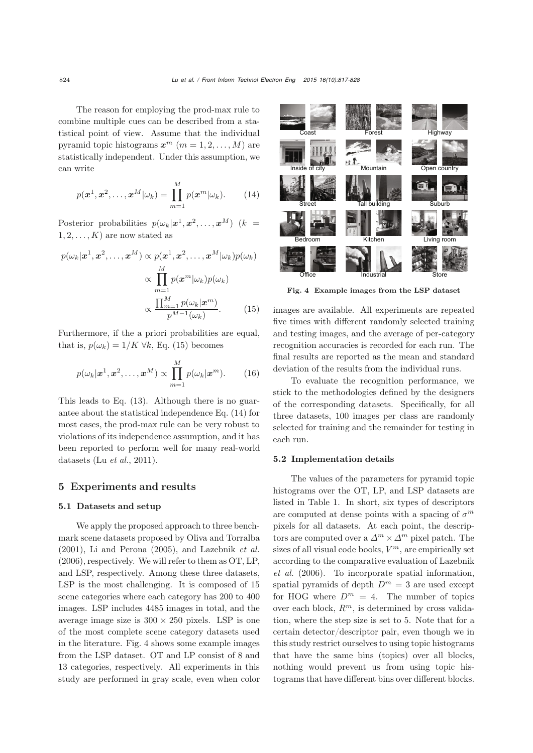The reason for employing the prod-max rule to combine multiple cues can be described from a statistical point of view. Assume that the individual pyramid topic histograms $\boldsymbol{x}^m$ ($m = 1, 2, \ldots, M$) are statistically independent. Under this assumption, we can write

$$p(\boldsymbol{x}^1, \boldsymbol{x}^2, \ldots, \boldsymbol{x}^M|\omega_k) = \prod_{m=1}^{M} p(\boldsymbol{x}^m|\omega_k). \tag{14}$$

Posterior probabilities $p(\omega_k|\boldsymbol{x}^1, \boldsymbol{x}^2, \ldots, \boldsymbol{x}^M)$ ($k = 1, 2, \ldots, K$) are now stated as

$$\begin{aligned} p(\omega_k|\boldsymbol{x}^1, \boldsymbol{x}^2, \ldots, \boldsymbol{x}^M) &\propto p(\boldsymbol{x}^1, \boldsymbol{x}^2, \ldots, \boldsymbol{x}^M|\omega_k)p(\omega_k) \\ &\propto \prod_{m=1}^{M} p(\boldsymbol{x}^m|\omega_k)p(\omega_k) \\ &\propto \frac{\prod_{m=1}^{M} p(\omega_k|\boldsymbol{x}^m)}{p^{M-1}(\omega_k)}. \end{aligned} \tag{15}$$

Furthermore, if the a priori probabilities are equal, that is, $p(\omega_k) = 1/K \ \forall k$, Eq. (15) becomes

$$p(\omega_k|\boldsymbol{x}^1, \boldsymbol{x}^2, \ldots, \boldsymbol{x}^M) \propto \prod_{m=1}^{M} p(\omega_k|\boldsymbol{x}^m). \tag{16}$$

This leads to Eq. (13). Although there is no guarantee about the statistical independence Eq. (14) for most cases, the prod-max rule can be very robust to violations of its independence assumption, and it has been reported to perform well for many real-world datasets (Lu *et al.*, 2011).

## 5 Experiments and results

### 5.1 Datasets and setup

We apply the proposed approach to three benchmark scene datasets proposed by Oliva and Torralba (2001), Li and Perona (2005), and Lazebnik *et al.* (2006), respectively. We will refer to them as OT, LP, and LSP, respectively. Among these three datasets, LSP is the most challenging. It is composed of 15 scene categories where each category has 200 to 400 images. LSP includes 4485 images in total, and the average image size is $300 \times 250$ pixels. LSP is one of the most complete scene category datasets used in the literature. Fig. 4 shows some example images from the LSP dataset. OT and LP consist of 8 and 13 categories, respectively. All experiments in this study are performed in gray scale, even when color images are available. All experiments are repeated five times with different randomly selected training and testing images, and the average of per-category recognition accuracies is recorded for each run. The final results are reported as the mean and standard deviation of the results from the individual runs.

Coast, Forest, Highway, Inside of city, Mountain, Open country, Street, Tall building, Suburb, Bedroom, Kitchen, Living room, Office, Industrial, Store

**Fig. 4 Example images from the LSP dataset**

To evaluate the recognition performance, we stick to the methodologies defined by the designers of the corresponding datasets. Specifically, for all three datasets, 100 images per class are randomly selected for training and the remainder for testing in each run.

### 5.2 Implementation details

The values of the parameters for pyramid topic histograms over the OT, LP, and LSP datasets are listed in Table 1. In short, six types of descriptors are computed at dense points with a spacing of $\sigma^m$ pixels for all datasets. At each point, the descriptors are computed over a $\Delta^m \times \Delta^m$ pixel patch. The sizes of all visual code books, $V^m$, are empirically set according to the comparative evaluation of Lazebnik *et al.* (2006). To incorporate spatial information, spatial pyramids of depth $D^m = 3$ are used except for HOG where $D^m = 4$. The number of topics over each block, $R^m$, is determined by cross validation, where the step size is set to 5. Note that for a certain detector/descriptor pair, even though we in this study restrict ourselves to using topic histograms that have the same bins (topics) over all blocks, nothing would prevent us from using topic histograms that have different bins over different blocks.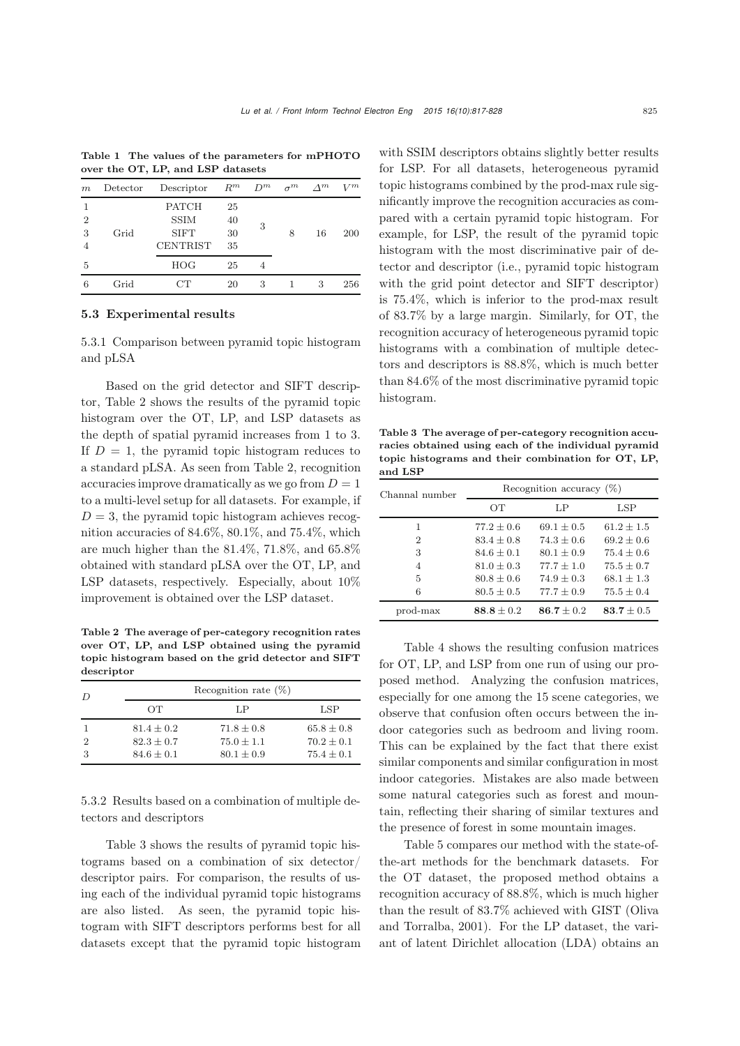**Table 1 The values of the parameters for mPHOTO over the OT, LP, and LSP datasets**

| $m$ | Detector | Descriptor | $R^m$ | $D^m$ | $\sigma^m$ | $\Delta^m$ | $V^m$ |
|---|---|---|---|---|---|---|---|
| 1 | | PATCH | 25 | | | | |
| 2 | | SSIM | 40 | 3 | | | |
| 3 | Grid | SIFT | 30 | | 8 | 16 | 200 |
| 4 | | CENTRIST | 35 | | | | |
| 5 | | HOG | 25 | 4 | | | |
| 6 | Grid | CT | 20 | 3 | 1 | 3 | 256 |

### 5.3 Experimental results

#### 5.3.1 Comparison between pyramid topic histogram and pLSA

Based on the grid detector and SIFT descriptor, Table 2 shows the results of the pyramid topic histogram over the OT, LP, and LSP datasets as the depth of spatial pyramid increases from 1 to 3. If $D = 1$, the pyramid topic histogram reduces to a standard pLSA. As seen from Table 2, recognition accuracies improve dramatically as we go from $D = 1$ to a multi-level setup for all datasets. For example, if $D = 3$, the pyramid topic histogram achieves recognition accuracies of 84.6%, 80.1%, and 75.4%, which are much higher than the 81.4%, 71.8%, and 65.8% obtained with standard pLSA over the OT, LP, and LSP datasets, respectively. Especially, about 10% improvement is obtained over the LSP dataset.

**Table 2 The average of per-category recognition rates over OT, LP, and LSP obtained using the pyramid topic histogram based on the grid detector and SIFT descriptor**

| $D$ | Recognition rate (%) | | |
|---|---|---|---|
| | OT | LP | LSP |
| 1 | $81.4 \pm 0.2$ | $71.8 \pm 0.8$ | $65.8 \pm 0.8$ |
| 2 | $82.3 \pm 0.7$ | $75.0 \pm 1.1$ | $70.2 \pm 0.1$ |
| 3 | $84.6 \pm 0.1$ | $80.1 \pm 0.9$ | $75.4 \pm 0.1$ |

#### 5.3.2 Results based on a combination of multiple detectors and descriptors

Table 3 shows the results of pyramid topic histograms based on a combination of six detector/descriptor pairs. For comparison, the results of using each of the individual pyramid topic histograms are also listed. As seen, the pyramid topic histogram with SIFT descriptors performs best for all datasets except that the pyramid topic histogram with SSIM descriptors obtains slightly better results for LSP. For all datasets, heterogeneous pyramid topic histograms combined by the prod-max rule significantly improve the recognition accuracies as compared with a certain pyramid topic histogram. For example, for LSP, the result of the pyramid topic histogram with the most discriminative pair of detector and descriptor (i.e., pyramid topic histogram with the grid point detector and SIFT descriptor) is 75.4%, which is inferior to the prod-max result of 83.7% by a large margin. Similarly, for OT, the recognition accuracy of heterogeneous pyramid topic histograms with a combination of multiple detectors and descriptors is 88.8%, which is much better than 84.6% of the most discriminative pyramid topic histogram.

**Table 3 The average of per-category recognition accuracies obtained using each of the individual pyramid topic histograms and their combination for OT, LP, and LSP**

| Channal number | Recognition accuracy (%) | | |
|---|---|---|---|
| | OT | LP | LSP |
| 1 | $77.2 \pm 0.6$ | $69.1 \pm 0.5$ | $61.2 \pm 1.5$ |
| 2 | $83.4 \pm 0.8$ | $74.3 \pm 0.6$ | $69.2 \pm 0.6$ |
| 3 | $84.6 \pm 0.1$ | $80.1 \pm 0.9$ | $75.4 \pm 0.6$ |
| 4 | $81.0 \pm 0.3$ | $77.7 \pm 1.0$ | $75.5 \pm 0.7$ |
| 5 | $80.8 \pm 0.6$ | $74.9 \pm 0.3$ | $68.1 \pm 1.3$ |
| 6 | $80.5 \pm 0.5$ | $77.7 \pm 0.9$ | $75.5 \pm 0.4$ |
| prod-max | $\mathbf{88.8} \pm 0.2$ | $\mathbf{86.7} \pm 0.2$ | $\mathbf{83.7} \pm 0.5$ |

Table 4 shows the resulting confusion matrices for OT, LP, and LSP from one run of using our proposed method. Analyzing the confusion matrices, especially for one among the 15 scene categories, we observe that confusion often occurs between the indoor categories such as bedroom and living room. This can be explained by the fact that there exist similar components and similar configuration in most indoor categories. Mistakes are also made between some natural categories such as forest and mountain, reflecting their sharing of similar textures and the presence of forest in some mountain images.

Table 5 compares our method with the state-of-the-art methods for the benchmark datasets. For the OT dataset, the proposed method obtains a recognition accuracy of 88.8%, which is much higher than the result of 83.7% achieved with GIST (Oliva and Torralba, 2001). For the LP dataset, the variant of latent Dirichlet allocation (LDA) obtains an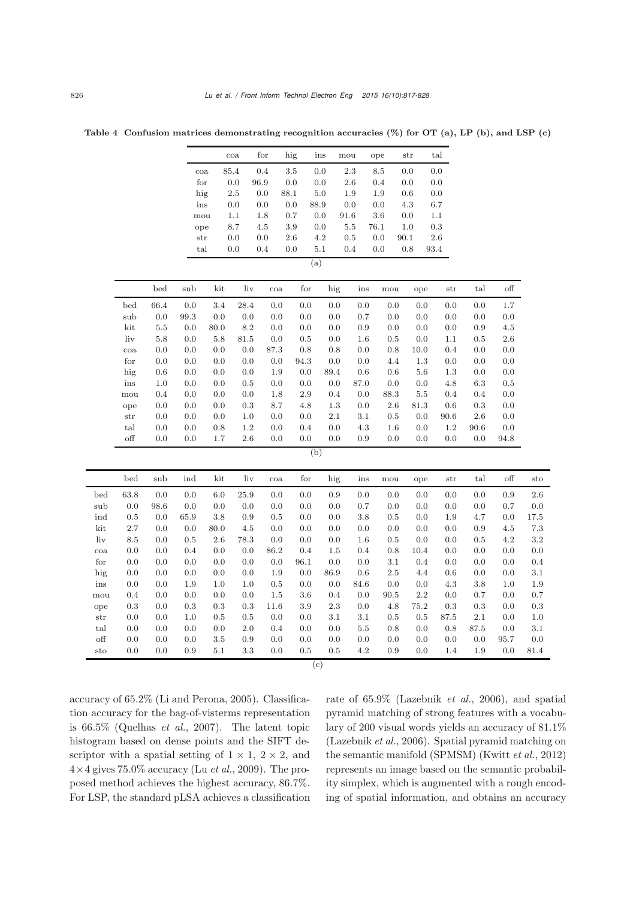**Table 4 Confusion matrices demonstrating recognition accuracies (%) for OT (a), LP (b), and LSP (c)**

(a)

| | coa | for | hig | ins | mou | ope | str | tal |
|---|---|---|---|---|---|---|---|---|
| coa | 85.4 | 0.4 | 3.5 | 0.0 | 2.3 | 8.5 | 0.0 | 0.0 |
| for | 0.0 | 96.9 | 0.0 | 0.0 | 2.6 | 0.4 | 0.0 | 0.0 |
| hig | 2.5 | 0.0 | 88.1 | 5.0 | 1.9 | 1.9 | 0.6 | 0.0 |
| ins | 0.0 | 0.0 | 0.0 | 88.9 | 0.0 | 0.0 | 4.3 | 6.7 |
| mou | 1.1 | 1.8 | 0.7 | 0.0 | 91.6 | 3.6 | 0.0 | 1.1 |
| ope | 8.7 | 4.5 | 3.9 | 0.0 | 5.5 | 76.1 | 1.0 | 0.3 |
| str | 0.0 | 0.0 | 2.6 | 4.2 | 0.5 | 0.0 | 90.1 | 2.6 |
| tal | 0.0 | 0.4 | 0.0 | 5.1 | 0.4 | 0.0 | 0.8 | 93.4 |

(b)

| | bed | sub | kit | liv | coa | for | hig | ins | mou | ope | str | tal | off |
|---|---|---|---|---|---|---|---|---|---|---|---|---|---|
| bed | 66.4 | 0.0 | 3.4 | 28.4 | 0.0 | 0.0 | 0.0 | 0.0 | 0.0 | 0.0 | 0.0 | 0.0 | 1.7 |
| sub | 0.0 | 99.3 | 0.0 | 0.0 | 0.0 | 0.0 | 0.0 | 0.7 | 0.0 | 0.0 | 0.0 | 0.0 | 0.0 |
| kit | 5.5 | 0.0 | 80.0 | 8.2 | 0.0 | 0.0 | 0.0 | 0.9 | 0.0 | 0.0 | 0.0 | 0.9 | 4.5 |
| liv | 5.8 | 0.0 | 5.8 | 81.5 | 0.0 | 0.5 | 0.0 | 1.6 | 0.5 | 0.0 | 1.1 | 0.5 | 2.6 |
| coa | 0.0 | 0.0 | 0.0 | 0.0 | 87.3 | 0.8 | 0.8 | 0.0 | 0.8 | 10.0 | 0.4 | 0.0 | 0.0 |
| for | 0.0 | 0.0 | 0.0 | 0.0 | 0.0 | 94.3 | 0.0 | 0.0 | 4.4 | 1.3 | 0.0 | 0.0 | 0.0 |
| hig | 0.6 | 0.0 | 0.0 | 0.0 | 1.9 | 0.0 | 89.4 | 0.6 | 0.6 | 5.6 | 1.3 | 0.0 | 0.0 |
| ins | 1.0 | 0.0 | 0.0 | 0.5 | 0.0 | 0.0 | 0.0 | 87.0 | 0.0 | 0.0 | 4.8 | 6.3 | 0.5 |
| mou | 0.4 | 0.0 | 0.0 | 0.0 | 1.8 | 2.9 | 0.4 | 0.0 | 88.3 | 5.5 | 0.4 | 0.4 | 0.0 |
| ope | 0.0 | 0.0 | 0.0 | 0.3 | 8.7 | 4.8 | 1.3 | 0.0 | 2.6 | 81.3 | 0.6 | 0.3 | 0.0 |
| str | 0.0 | 0.0 | 0.0 | 1.0 | 0.0 | 0.0 | 2.1 | 3.1 | 0.5 | 0.0 | 90.6 | 2.6 | 0.0 |
| tal | 0.0 | 0.0 | 0.8 | 1.2 | 0.0 | 0.4 | 0.0 | 4.3 | 1.6 | 0.0 | 1.2 | 90.6 | 0.0 |
| off | 0.0 | 0.0 | 1.7 | 2.6 | 0.0 | 0.0 | 0.0 | 0.9 | 0.0 | 0.0 | 0.0 | 0.0 | 94.8 |

(c)

| | bed | sub | ind | kit | liv | coa | for | hig | ins | mou | ope | str | tal | off | sto |
|---|---|---|---|---|---|---|---|---|---|---|---|---|---|---|---|
| bed | 63.8 | 0.0 | 0.0 | 6.0 | 25.9 | 0.0 | 0.0 | 0.9 | 0.0 | 0.0 | 0.0 | 0.0 | 0.0 | 0.9 | 2.6 |
| sub | 0.0 | 98.6 | 0.0 | 0.0 | 0.0 | 0.0 | 0.0 | 0.0 | 0.7 | 0.0 | 0.0 | 0.0 | 0.0 | 0.7 | 0.0 |
| ind | 0.5 | 0.0 | 65.9 | 3.8 | 0.9 | 0.5 | 0.0 | 0.0 | 3.8 | 0.5 | 0.0 | 1.9 | 4.7 | 0.0 | 17.5 |
| kit | 2.7 | 0.0 | 0.0 | 80.0 | 4.5 | 0.0 | 0.0 | 0.0 | 0.0 | 0.0 | 0.0 | 0.0 | 0.9 | 4.5 | 7.3 |
| liv | 8.5 | 0.0 | 0.5 | 2.6 | 78.3 | 0.0 | 0.0 | 0.0 | 1.6 | 0.5 | 0.0 | 0.0 | 0.5 | 4.2 | 3.2 |
| coa | 0.0 | 0.0 | 0.4 | 0.0 | 0.0 | 86.2 | 0.4 | 1.5 | 0.4 | 0.8 | 10.4 | 0.0 | 0.0 | 0.0 | 0.0 |
| for | 0.0 | 0.0 | 0.0 | 0.0 | 0.0 | 0.0 | 96.1 | 0.0 | 0.0 | 3.1 | 0.4 | 0.0 | 0.0 | 0.0 | 0.4 |
| hig | 0.0 | 0.0 | 0.0 | 0.0 | 0.0 | 1.9 | 0.0 | 86.9 | 0.6 | 2.5 | 4.4 | 0.6 | 0.0 | 0.0 | 3.1 |
| ins | 0.0 | 0.0 | 1.9 | 1.0 | 1.0 | 0.5 | 0.0 | 0.0 | 84.6 | 0.0 | 0.0 | 4.3 | 3.8 | 1.0 | 1.9 |
| mou | 0.4 | 0.0 | 0.0 | 0.0 | 0.0 | 1.5 | 3.6 | 0.4 | 0.0 | 90.5 | 2.2 | 0.0 | 0.7 | 0.0 | 0.7 |
| ope | 0.3 | 0.0 | 0.3 | 0.3 | 0.3 | 11.6 | 3.9 | 2.3 | 0.0 | 4.8 | 75.2 | 0.3 | 0.3 | 0.0 | 0.3 |
| str | 0.0 | 0.0 | 1.0 | 0.5 | 0.5 | 0.0 | 0.0 | 3.1 | 3.1 | 0.5 | 0.5 | 87.5 | 2.1 | 0.0 | 1.0 |
| tal | 0.0 | 0.0 | 0.0 | 0.0 | 2.0 | 0.4 | 0.0 | 0.0 | 5.5 | 0.8 | 0.0 | 0.8 | 87.5 | 0.0 | 3.1 |
| off | 0.0 | 0.0 | 0.0 | 3.5 | 0.9 | 0.0 | 0.0 | 0.0 | 0.0 | 0.0 | 0.0 | 0.0 | 0.0 | 95.7 | 0.0 |
| sto | 0.0 | 0.0 | 0.9 | 5.1 | 3.3 | 0.0 | 0.5 | 0.5 | 4.2 | 0.9 | 0.0 | 1.4 | 1.9 | 0.0 | 81.4 |

accuracy of 65.2% (Li and Perona, 2005). Classification accuracy for the bag-of-visterms representation is 66.5% (Quelhas *et al.*, 2007). The latent topic histogram based on dense points and the SIFT descriptor with a spatial setting of $1 \times 1$, $2 \times 2$, and $4 \times 4$ gives 75.0% accuracy (Lu *et al.*, 2009). The proposed method achieves the highest accuracy, 86.7%. For LSP, the standard pLSA achieves a classification rate of 65.9% (Lazebnik *et al.*, 2006), and spatial pyramid matching of strong features with a vocabulary of 200 visual words yields an accuracy of 81.1% (Lazebnik *et al.*, 2006). Spatial pyramid matching on the semantic manifold (SPMSM) (Kwitt *et al.*, 2012) represents an image based on the semantic probability simplex, which is augmented with a rough encoding of spatial information, and obtains an accuracy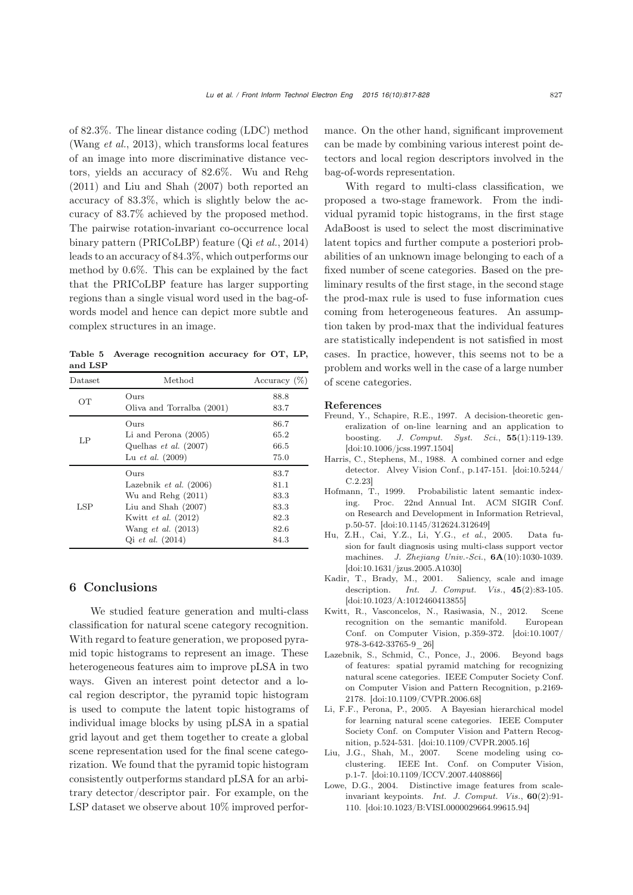of 82.3%. The linear distance coding (LDC) method (Wang *et al.*, 2013), which transforms local features of an image into more discriminative distance vectors, yields an accuracy of 82.6%. Wu and Rehg (2011) and Liu and Shah (2007) both reported an accuracy of 83.3%, which is slightly below the accuracy of 83.7% achieved by the proposed method. The pairwise rotation-invariant co-occurrence local binary pattern (PRICoLBP) feature (Qi *et al.*, 2014) leads to an accuracy of 84.3%, which outperforms our method by 0.6%. This can be explained by the fact that the PRICoLBP feature has larger supporting regions than a single visual word used in the bag-of-words model and hence can depict more subtle and complex structures in an image.

**Table 5 Average recognition accuracy for OT, LP, and LSP**

| Dataset | Method | Accuracy (%) |
|---|---|---|
| OT | Ours | 88.8 |
| | Oliva and Torralba (2001) | 83.7 |
| LP | Ours | 86.7 |
| | Li and Perona (2005) | 65.2 |
| | Quelhas *et al.* (2007) | 66.5 |
| | Lu *et al.* (2009) | 75.0 |
| LSP | Ours | 83.7 |
| | Lazebnik *et al.* (2006) | 81.1 |
| | Wu and Rehg (2011) | 83.3 |
| | Liu and Shah (2007) | 83.3 |
| | Kwitt *et al.* (2012) | 82.3 |
| | Wang *et al.* (2013) | 82.6 |
| | Qi *et al.* (2014) | 84.3 |

## 6 Conclusions

We studied feature generation and multi-class classification for natural scene category recognition. With regard to feature generation, we proposed pyramid topic histograms to represent an image. These heterogeneous features aim to improve pLSA in two ways. Given an interest point detector and a local region descriptor, the pyramid topic histogram is used to compute the latent topic histograms of individual image blocks by using pLSA in a spatial grid layout and get them together to create a global scene representation used for the final scene categorization. We found that the pyramid topic histogram consistently outperforms standard pLSA for an arbitrary detector/descriptor pair. For example, on the LSP dataset we observe about 10% improved performance. On the other hand, significant improvement can be made by combining various interest point detectors and local region descriptors involved in the bag-of-words representation.

With regard to multi-class classification, we proposed a two-stage framework. From the individual pyramid topic histograms, in the first stage AdaBoost is used to select the most discriminative latent topics and further compute a posteriori probabilities of an unknown image belonging to each of a fixed number of scene categories. Based on the preliminary results of the first stage, in the second stage the prod-max rule is used to fuse information cues coming from heterogeneous features. An assumption taken by prod-max that the individual features are statistically independent is not satisfied in most cases. In practice, however, this seems not to be a problem and works well in the case of a large number of scene categories.

### References

Freund, Y., Schapire, R.E., 1997. A decision-theoretic generalization of on-line learning and an application to boosting. *J. Comput. Syst. Sci.*, **55**(1):119-139. [doi:10.1006/jcss.1997.1504]

Harris, C., Stephens, M., 1988. A combined corner and edge detector. Alvey Vision Conf., p.147-151. [doi:10.5244/C.2.23]

Hofmann, T., 1999. Probabilistic latent semantic indexing. Proc. 22nd Annual Int. ACM SIGIR Conf. on Research and Development in Information Retrieval, p.50-57. [doi:10.1145/312624.312649]

Hu, Z.H., Cai, Y.Z., Li, Y.G., *et al.*, 2005. Data fusion for fault diagnosis using multi-class support vector machines. *J. Zhejiang Univ.-Sci.*, **6A**(10):1030-1039. [doi:10.1631/jzus.2005.A1030]

Kadir, T., Brady, M., 2001. Saliency, scale and image description. *Int. J. Comput. Vis.*, **45**(2):83-105. [doi:10.1023/A:1012460413855]

Kwitt, R., Vasconcelos, N., Rasiwasia, N., 2012. Scene recognition on the semantic manifold. European Conf. on Computer Vision, p.359-372. [doi:10.1007/978-3-642-33765-9_26]

Lazebnik, S., Schmid, C., Ponce, J., 2006. Beyond bags of features: spatial pyramid matching for recognizing natural scene categories. IEEE Computer Society Conf. on Computer Vision and Pattern Recognition, p.2169-2178. [doi:10.1109/CVPR.2006.68]

Li, F.F., Perona, P., 2005. A Bayesian hierarchical model for learning natural scene categories. IEEE Computer Society Conf. on Computer Vision and Pattern Recognition, p.524-531. [doi:10.1109/CVPR.2005.16]

Liu, J.G., Shah, M., 2007. Scene modeling using co-clustering. IEEE Int. Conf. on Computer Vision, p.1-7. [doi:10.1109/ICCV.2007.4408866]

Lowe, D.G., 2004. Distinctive image features from scale-invariant keypoints. *Int. J. Comput. Vis.*, **60**(2):91-110. [doi:10.1023/B:VISI.0000029664.99615.94]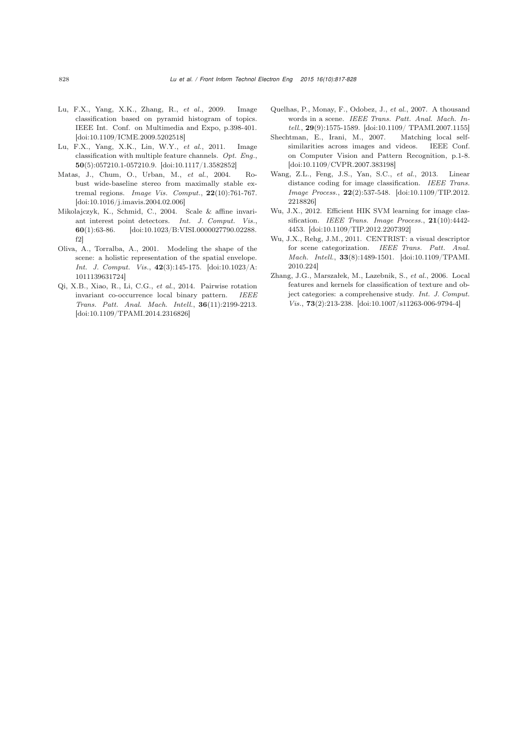Lu, F.X., Yang, X.K., Zhang, R., *et al.*, 2009. Image classification based on pyramid histogram of topics. IEEE Int. Conf. on Multimedia and Expo, p.398-401. [doi:10.1109/ICME.2009.5202518]

Lu, F.X., Yang, X.K., Lin, W.Y., *et al.*, 2011. Image classification with multiple feature channels. *Opt. Eng.*, **50**(5):057210.1-057210.9. [doi:10.1117/1.3582852]

Matas, J., Chum, O., Urban, M., *et al.*, 2004. Robust wide-baseline stereo from maximally stable extremal regions. *Image Vis. Comput.*, **22**(10):761-767. [doi:10.1016/j.imavis.2004.02.006]

Mikolajczyk, K., Schmid, C., 2004. Scale & affine invariant interest point detectors. *Int. J. Comput. Vis.*, **60**(1):63-86. [doi:10.1023/B:VISI.0000027790.02288.f2]

Oliva, A., Torralba, A., 2001. Modeling the shape of the scene: a holistic representation of the spatial envelope. *Int. J. Comput. Vis.*, **42**(3):145-175. [doi:10.1023/A:1011139631724]

Qi, X.B., Xiao, R., Li, C.G., *et al.*, 2014. Pairwise rotation invariant co-occurrence local binary pattern. *IEEE Trans. Patt. Anal. Mach. Intell.*, **36**(11):2199-2213. [doi:10.1109/TPAMI.2014.2316826]

Quelhas, P., Monay, F., Odobez, J., *et al.*, 2007. A thousand words in a scene. *IEEE Trans. Patt. Anal. Mach. Intell.*, **29**(9):1575-1589. [doi:10.1109/ TPAMI.2007.1155]

Shechtman, E., Irani, M., 2007. Matching local self-similarities across images and videos. IEEE Conf. on Computer Vision and Pattern Recognition, p.1-8. [doi:10.1109/CVPR.2007.383198]

Wang, Z.L., Feng, J.S., Yan, S.C., *et al.*, 2013. Linear distance coding for image classification. *IEEE Trans. Image Process.*, **22**(2):537-548. [doi:10.1109/TIP.2012.2218826]

Wu, J.X., 2012. Efficient HIK SVM learning for image classification. *IEEE Trans. Image Process.*, **21**(10):4442-4453. [doi:10.1109/TIP.2012.2207392]

Wu, J.X., Rehg, J.M., 2011. CENTRIST: a visual descriptor for scene categorization. *IEEE Trans. Patt. Anal. Mach. Intell.*, **33**(8):1489-1501. [doi:10.1109/TPAMI.2010.224]

Zhang, J.G., Marszałek, M., Lazebnik, S., *et al.*, 2006. Local features and kernels for classification of texture and object categories: a comprehensive study. *Int. J. Comput. Vis.*, **73**(2):213-238. [doi:10.1007/s11263-006-9794-4]